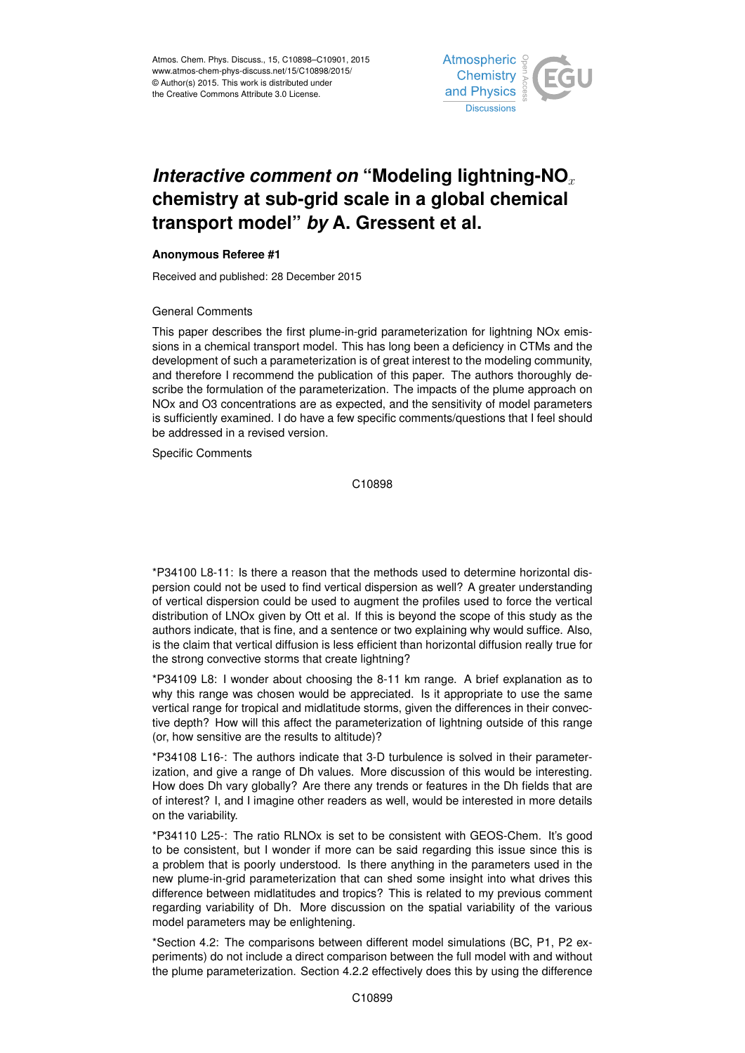# *Interactive comment on* "Modeling lightning-$NO_x$ chemistry at sub-grid scale in a global chemical transport model" *by* A. Gressent et al.

**Anonymous Referee #1**

Received and published: 28 December 2015

General Comments

This paper describes the first plume-in-grid parameterization for lightning NOx emissions in a chemical transport model. This has long been a deficiency in CTMs and the development of such a parameterization is of great interest to the modeling community, and therefore I recommend the publication of this paper. The authors thoroughly describe the formulation of the parameterization. The impacts of the plume approach on NOx and O3 concentrations are as expected, and the sensitivity of model parameters is sufficiently examined. I do have a few specific comments/questions that I feel should be addressed in a revised version.

Specific Comments

*P34100 L8-11: Is there a reason that the methods used to determine horizontal dispersion could not be used to find vertical dispersion as well? A greater understanding of vertical dispersion could be used to augment the profiles used to force the vertical distribution of LNOx given by Ott et al. If this is beyond the scope of this study as the authors indicate, that is fine, and a sentence or two explaining why would suffice. Also, is the claim that vertical diffusion is less efficient than horizontal diffusion really true for the strong convective storms that create lightning?

*P34109 L8: I wonder about choosing the 8-11 km range. A brief explanation as to why this range was chosen would be appreciated. Is it appropriate to use the same vertical range for tropical and midlatitude storms, given the differences in their convective depth? How will this affect the parameterization of lightning outside of this range (or, how sensitive are the results to altitude)?

*P34108 L16-: The authors indicate that 3-D turbulence is solved in their parameterization, and give a range of Dh values. More discussion of this would be interesting. How does Dh vary globally? Are there any trends or features in the Dh fields that are of interest? I, and I imagine other readers as well, would be interested in more details on the variability.

*P34110 L25-: The ratio RLNOx is set to be consistent with GEOS-Chem. It's good to be consistent, but I wonder if more can be said regarding this issue since this is a problem that is poorly understood. Is there anything in the parameters used in the new plume-in-grid parameterization that can shed some insight into what drives this difference between midlatitudes and tropics? This is related to my previous comment regarding variability of Dh. More discussion on the spatial variability of the various model parameters may be enlightening.

*Section 4.2: The comparisons between different model simulations (BC, P1, P2 experiments) do not include a direct comparison between the full model with and without the plume parameterization. Section 4.2.2 effectively does this by using the difference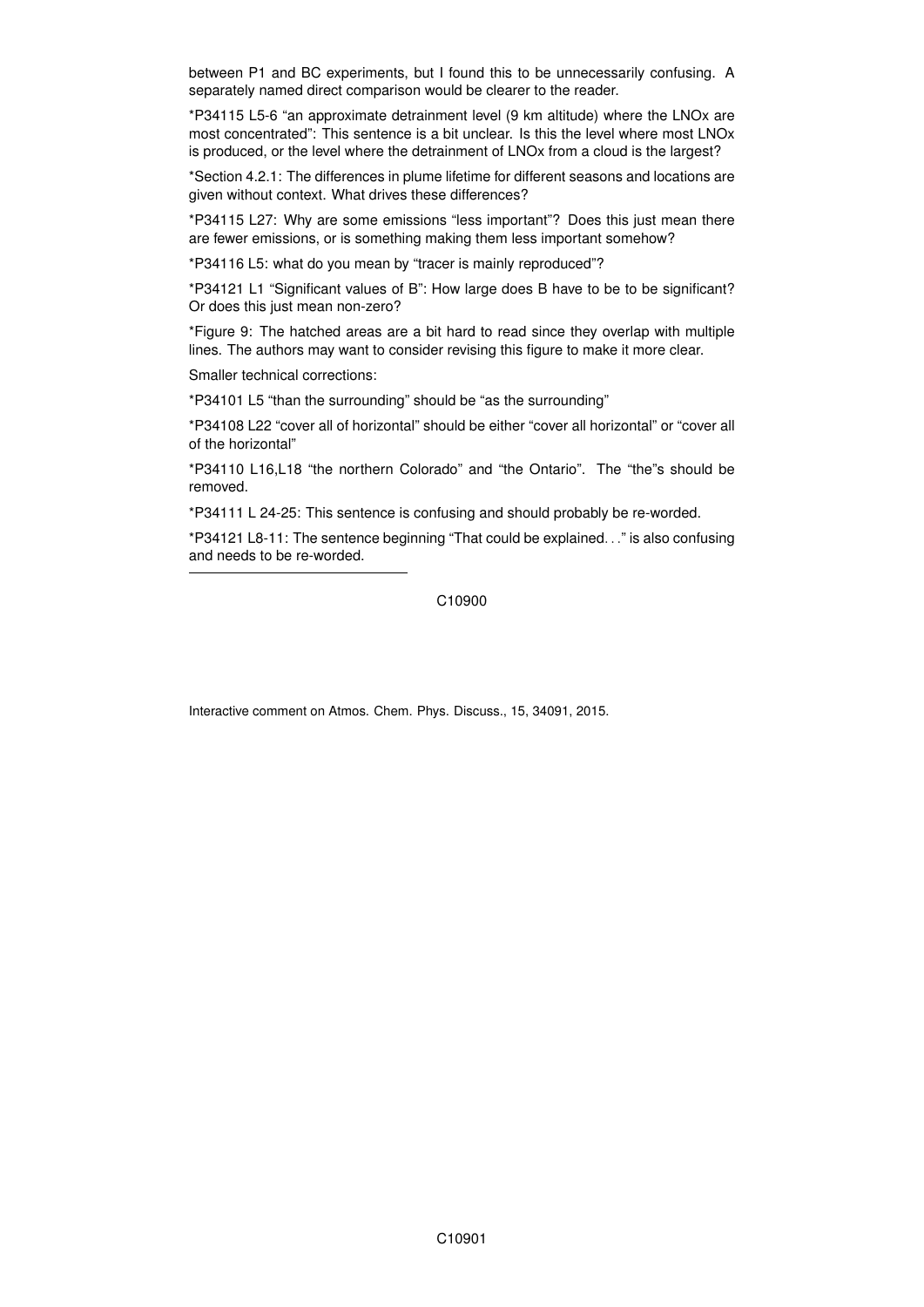between P1 and BC experiments, but I found this to be unnecessarily confusing. A separately named direct comparison would be clearer to the reader.

*P34115 L5-6 "an approximate detrainment level (9 km altitude) where the LNOx are most concentrated": This sentence is a bit unclear. Is this the level where most LNOx is produced, or the level where the detrainment of LNOx from a cloud is the largest?

*Section 4.2.1: The differences in plume lifetime for different seasons and locations are given without context. What drives these differences?

*P34115 L27: Why are some emissions "less important"? Does this just mean there are fewer emissions, or is something making them less important somehow?

*P34116 L5: what do you mean by "tracer is mainly reproduced"?

*P34121 L1 "Significant values of B": How large does B have to be to be significant? Or does this just mean non-zero?

*Figure 9: The hatched areas are a bit hard to read since they overlap with multiple lines. The authors may want to consider revising this figure to make it more clear.

Smaller technical corrections:

*P34101 L5 "than the surrounding" should be "as the surrounding"

*P34108 L22 "cover all of horizontal" should be either "cover all horizontal" or "cover all of the horizontal"

*P34110 L16,L18 "the northern Colorado" and "the Ontario". The "the"s should be removed.

*P34111 L 24-25: This sentence is confusing and should probably be re-worded.

*P34121 L8-11: The sentence beginning "That could be explained…" is also confusing and needs to be re-worded.

---

Interactive comment on Atmos. Chem. Phys. Discuss., 15, 34091, 2015.